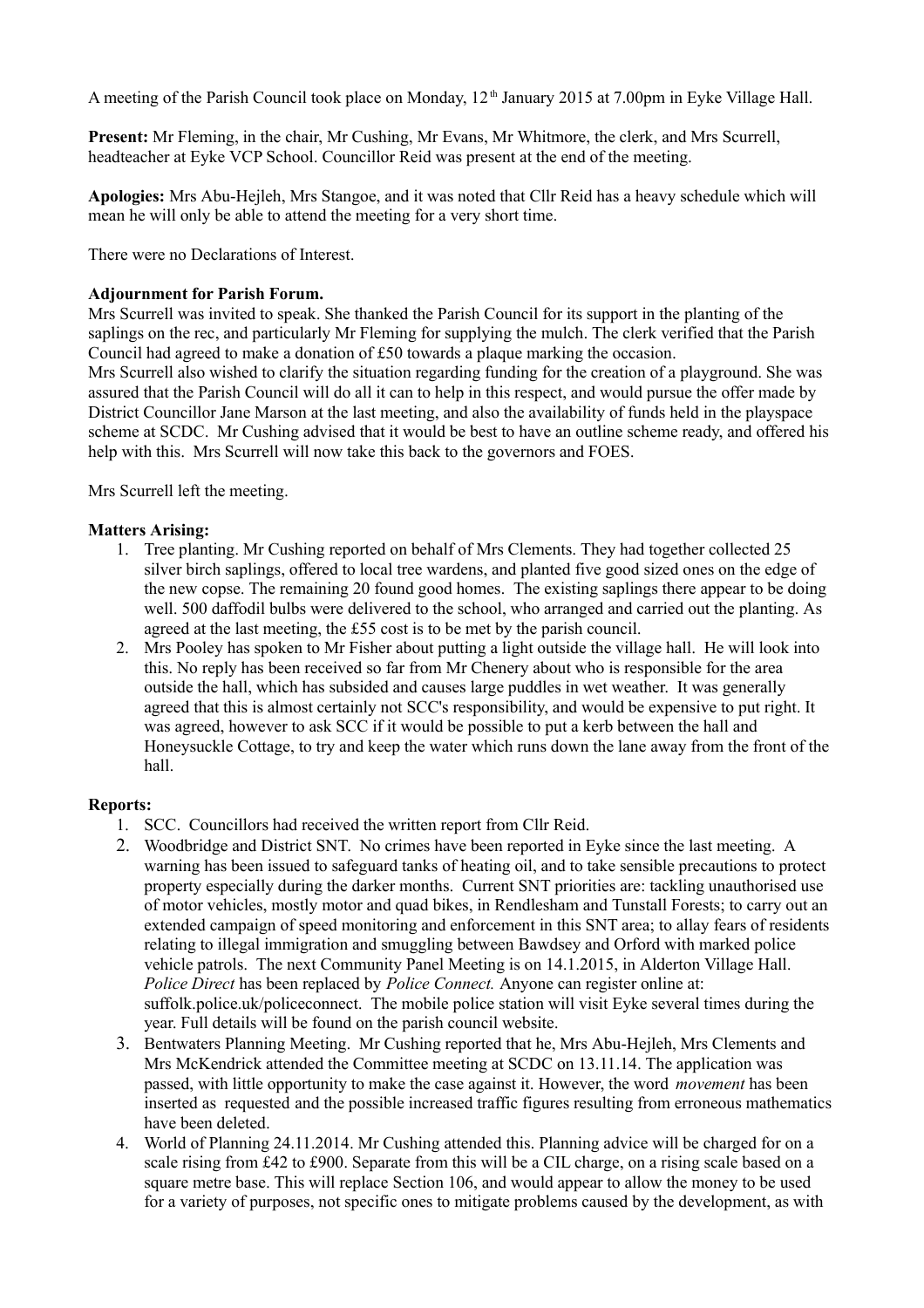A meeting of the Parish Council took place on Monday, 12th January 2015 at 7.00pm in Eyke Village Hall.

**Present:** Mr Fleming, in the chair, Mr Cushing, Mr Evans, Mr Whitmore, the clerk, and Mrs Scurrell, headteacher at Eyke VCP School. Councillor Reid was present at the end of the meeting.

**Apologies:** Mrs Abu-Hejleh, Mrs Stangoe, and it was noted that Cllr Reid has a heavy schedule which will mean he will only be able to attend the meeting for a very short time.

There were no Declarations of Interest.

**Adjournment for Parish Forum.**

Mrs Scurrell was invited to speak. She thanked the Parish Council for its support in the planting of the saplings on the rec, and particularly Mr Fleming for supplying the mulch. The clerk verified that the Parish Council had agreed to make a donation of £50 towards a plaque marking the occasion.

Mrs Scurrell also wished to clarify the situation regarding funding for the creation of a playground. She was assured that the Parish Council will do all it can to help in this respect, and would pursue the offer made by District Councillor Jane Marson at the last meeting, and also the availability of funds held in the playspace scheme at SCDC. Mr Cushing advised that it would be best to have an outline scheme ready, and offered his help with this. Mrs Scurrell will now take this back to the governors and FOES.

Mrs Scurrell left the meeting.

**Matters Arising:**

1. Tree planting. Mr Cushing reported on behalf of Mrs Clements. They had together collected 25 silver birch saplings, offered to local tree wardens, and planted five good sized ones on the edge of the new copse. The remaining 20 found good homes. The existing saplings there appear to be doing well. 500 daffodil bulbs were delivered to the school, who arranged and carried out the planting. As agreed at the last meeting, the £55 cost is to be met by the parish council.
2. Mrs Pooley has spoken to Mr Fisher about putting a light outside the village hall. He will look into this. No reply has been received so far from Mr Chenery about who is responsible for the area outside the hall, which has subsided and causes large puddles in wet weather. It was generally agreed that this is almost certainly not SCC's responsibility, and would be expensive to put right. It was agreed, however to ask SCC if it would be possible to put a kerb between the hall and Honeysuckle Cottage, to try and keep the water which runs down the lane away from the front of the hall.

**Reports:**

1. SCC. Councillors had received the written report from Cllr Reid.
2. Woodbridge and District SNT. No crimes have been reported in Eyke since the last meeting. A warning has been issued to safeguard tanks of heating oil, and to take sensible precautions to protect property especially during the darker months. Current SNT priorities are: tackling unauthorised use of motor vehicles, mostly motor and quad bikes, in Rendlesham and Tunstall Forests; to carry out an extended campaign of speed monitoring and enforcement in this SNT area; to allay fears of residents relating to illegal immigration and smuggling between Bawdsey and Orford with marked police vehicle patrols. The next Community Panel Meeting is on 14.1.2015, in Alderton Village Hall. *Police Direct* has been replaced by *Police Connect.* Anyone can register online at: suffolk.police.uk/policeconnect. The mobile police station will visit Eyke several times during the year. Full details will be found on the parish council website.
3. Bentwaters Planning Meeting. Mr Cushing reported that he, Mrs Abu-Hejleh, Mrs Clements and Mrs McKendrick attended the Committee meeting at SCDC on 13.11.14. The application was passed, with little opportunity to make the case against it. However, the word *movement* has been inserted as requested and the possible increased traffic figures resulting from erroneous mathematics have been deleted.
4. World of Planning 24.11.2014. Mr Cushing attended this. Planning advice will be charged for on a scale rising from £42 to £900. Separate from this will be a CIL charge, on a rising scale based on a square metre base. This will replace Section 106, and would appear to allow the money to be used for a variety of purposes, not specific ones to mitigate problems caused by the development, as with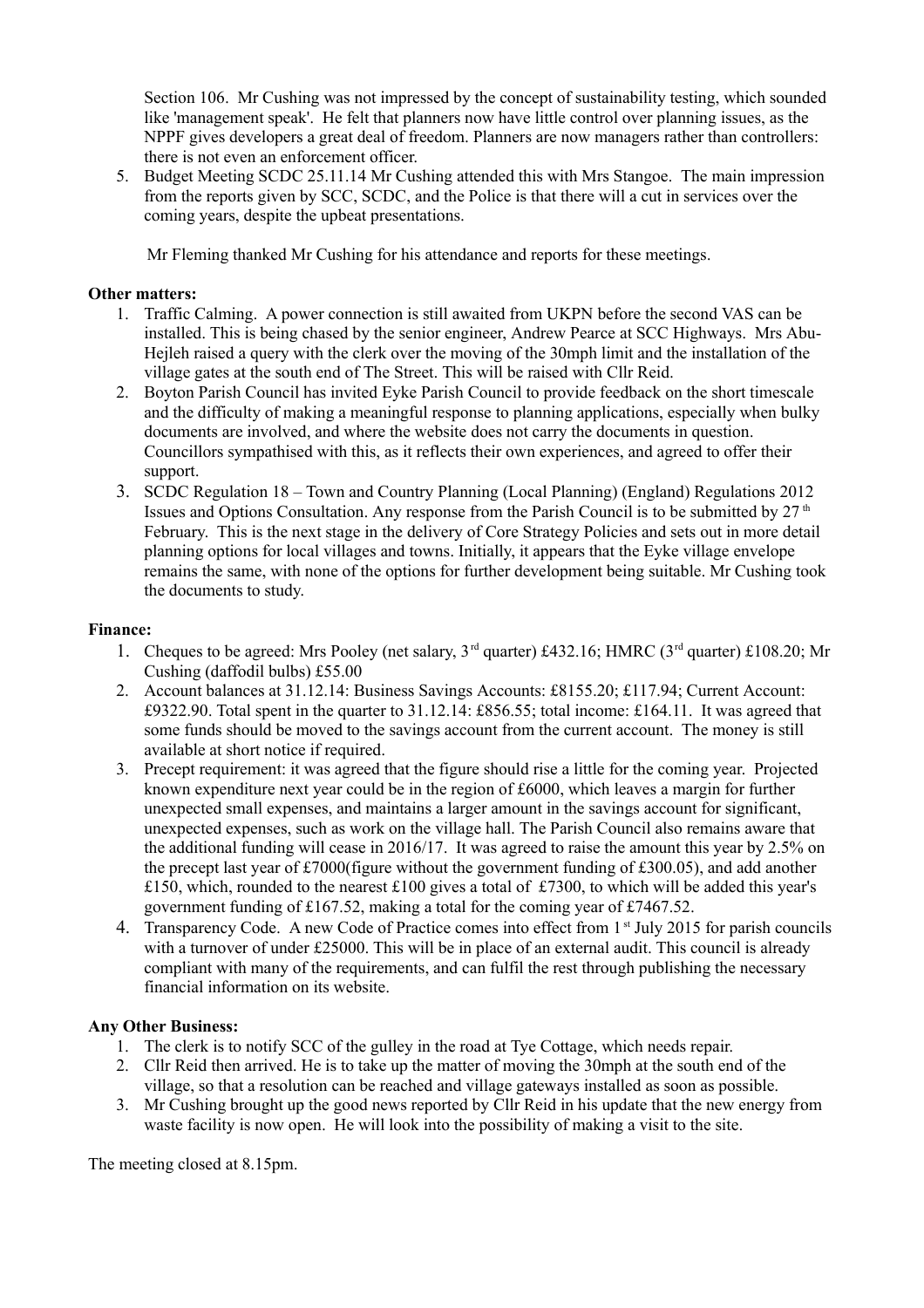Section 106. Mr Cushing was not impressed by the concept of sustainability testing, which sounded like 'management speak'. He felt that planners now have little control over planning issues, as the NPPF gives developers a great deal of freedom. Planners are now managers rather than controllers: there is not even an enforcement officer.

5. Budget Meeting SCDC 25.11.14 Mr Cushing attended this with Mrs Stangoe. The main impression from the reports given by SCC, SCDC, and the Police is that there will a cut in services over the coming years, despite the upbeat presentations.

Mr Fleming thanked Mr Cushing for his attendance and reports for these meetings.

**Other matters:**

1. Traffic Calming. A power connection is still awaited from UKPN before the second VAS can be installed. This is being chased by the senior engineer, Andrew Pearce at SCC Highways. Mrs Abu-Hejleh raised a query with the clerk over the moving of the 30mph limit and the installation of the village gates at the south end of The Street. This will be raised with Cllr Reid.
2. Boyton Parish Council has invited Eyke Parish Council to provide feedback on the short timescale and the difficulty of making a meaningful response to planning applications, especially when bulky documents are involved, and where the website does not carry the documents in question. Councillors sympathised with this, as it reflects their own experiences, and agreed to offer their support.
3. SCDC Regulation 18 – Town and Country Planning (Local Planning) (England) Regulations 2012 Issues and Options Consultation. Any response from the Parish Council is to be submitted by 27th February. This is the next stage in the delivery of Core Strategy Policies and sets out in more detail planning options for local villages and towns. Initially, it appears that the Eyke village envelope remains the same, with none of the options for further development being suitable. Mr Cushing took the documents to study.

**Finance:**

1. Cheques to be agreed: Mrs Pooley (net salary, 3rd quarter) £432.16; HMRC (3rd quarter) £108.20; Mr Cushing (daffodil bulbs) £55.00
2. Account balances at 31.12.14: Business Savings Accounts: £8155.20; £117.94; Current Account: £9322.90. Total spent in the quarter to 31.12.14: £856.55; total income: £164.11. It was agreed that some funds should be moved to the savings account from the current account. The money is still available at short notice if required.
3. Precept requirement: it was agreed that the figure should rise a little for the coming year. Projected known expenditure next year could be in the region of £6000, which leaves a margin for further unexpected small expenses, and maintains a larger amount in the savings account for significant, unexpected expenses, such as work on the village hall. The Parish Council also remains aware that the additional funding will cease in 2016/17. It was agreed to raise the amount this year by 2.5% on the precept last year of £7000(figure without the government funding of £300.05), and add another £150, which, rounded to the nearest £100 gives a total of £7300, to which will be added this year's government funding of £167.52, making a total for the coming year of £7467.52.
4. Transparency Code. A new Code of Practice comes into effect from 1st July 2015 for parish councils with a turnover of under £25000. This will be in place of an external audit. This council is already compliant with many of the requirements, and can fulfil the rest through publishing the necessary financial information on its website.

**Any Other Business:**

1. The clerk is to notify SCC of the gulley in the road at Tye Cottage, which needs repair.
2. Cllr Reid then arrived. He is to take up the matter of moving the 30mph at the south end of the village, so that a resolution can be reached and village gateways installed as soon as possible.
3. Mr Cushing brought up the good news reported by Cllr Reid in his update that the new energy from waste facility is now open. He will look into the possibility of making a visit to the site.

The meeting closed at 8.15pm.